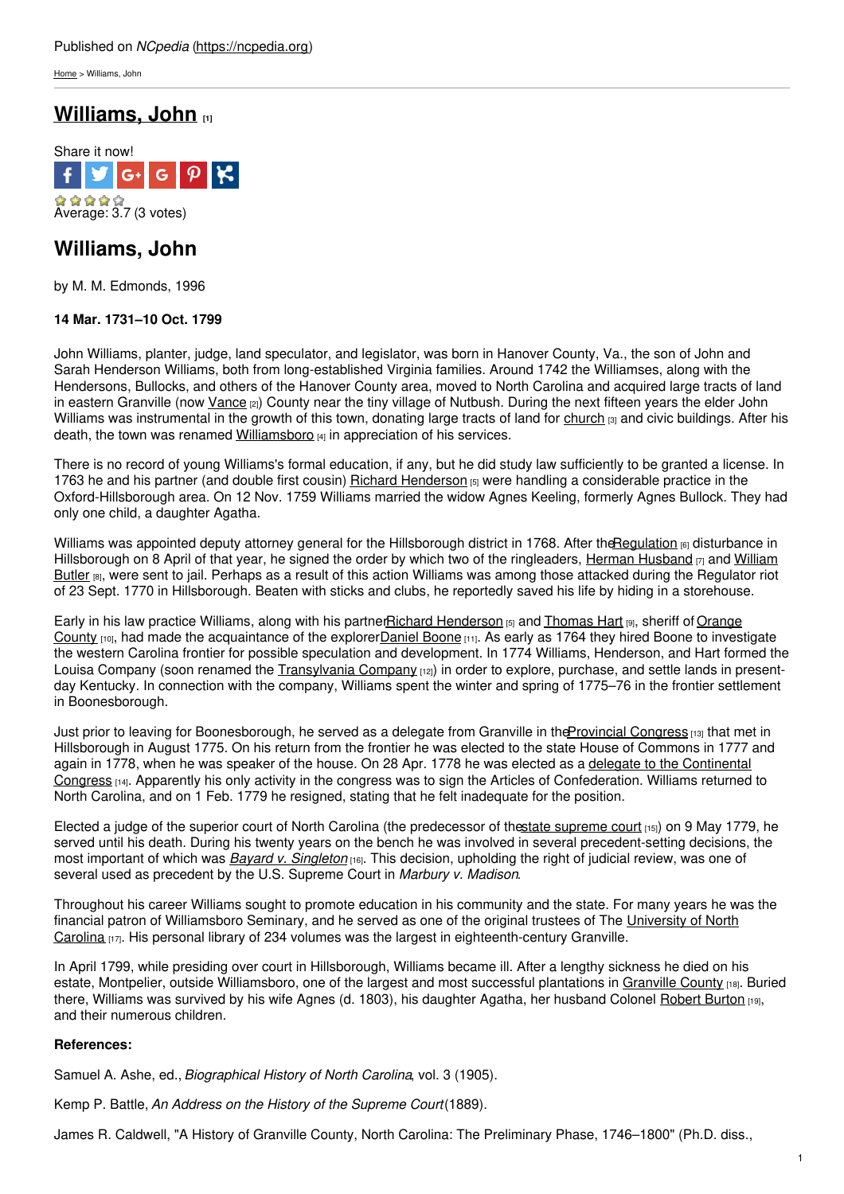Published on *NCpedia* (https://ncpedia.org)

Home > Williams, John

# Williams, John [1]

Share it now!

Average: 3.7 (3 votes)

## Williams, John

by M. M. Edmonds, 1996

**14 Mar. 1731–10 Oct. 1799**

John Williams, planter, judge, land speculator, and legislator, was born in Hanover County, Va., the son of John and Sarah Henderson Williams, both from long-established Virginia families. Around 1742 the Williamses, along with the Hendersons, Bullocks, and others of the Hanover County area, moved to North Carolina and acquired large tracts of land in eastern Granville (now Vance [2]) County near the tiny village of Nutbush. During the next fifteen years the elder John Williams was instrumental in the growth of this town, donating large tracts of land for church [3] and civic buildings. After his death, the town was renamed Williamsboro [4] in appreciation of his services.

There is no record of young Williams's formal education, if any, but he did study law sufficiently to be granted a license. In 1763 he and his partner (and double first cousin) Richard Henderson [5] were handling a considerable practice in the Oxford-Hillsborough area. On 12 Nov. 1759 Williams married the widow Agnes Keeling, formerly Agnes Bullock. They had only one child, a daughter Agatha.

Williams was appointed deputy attorney general for the Hillsborough district in 1768. After the Regulation [6] disturbance in Hillsborough on 8 April of that year, he signed the order by which two of the ringleaders, Herman Husband [7] and William Butler [8], were sent to jail. Perhaps as a result of this action Williams was among those attacked during the Regulator riot of 23 Sept. 1770 in Hillsborough. Beaten with sticks and clubs, he reportedly saved his life by hiding in a storehouse.

Early in his law practice Williams, along with his partner Richard Henderson [5] and Thomas Hart [9], sheriff of Orange County [10], had made the acquaintance of the explorer Daniel Boone [11]. As early as 1764 they hired Boone to investigate the western Carolina frontier for possible speculation and development. In 1774 Williams, Henderson, and Hart formed the Louisa Company (soon renamed the Transylvania Company [12]) in order to explore, purchase, and settle lands in present-day Kentucky. In connection with the company, Williams spent the winter and spring of 1775–76 in the frontier settlement in Boonesborough.

Just prior to leaving for Boonesborough, he served as a delegate from Granville in the Provincial Congress [13] that met in Hillsborough in August 1775. On his return from the frontier he was elected to the state House of Commons in 1777 and again in 1778, when he was speaker of the house. On 28 Apr. 1778 he was elected as a delegate to the Continental Congress [14]. Apparently his only activity in the congress was to sign the Articles of Confederation. Williams returned to North Carolina, and on 1 Feb. 1779 he resigned, stating that he felt inadequate for the position.

Elected a judge of the superior court of North Carolina (the predecessor of the state supreme court [15]) on 9 May 1779, he served until his death. During his twenty years on the bench he was involved in several precedent-setting decisions, the most important of which was *Bayard v. Singleton* [16]. This decision, upholding the right of judicial review, was one of several used as precedent by the U.S. Supreme Court in *Marbury v. Madison*.

Throughout his career Williams sought to promote education in his community and the state. For many years he was the financial patron of Williamsboro Seminary, and he served as one of the original trustees of The University of North Carolina [17]. His personal library of 234 volumes was the largest in eighteenth-century Granville.

In April 1799, while presiding over court in Hillsborough, Williams became ill. After a lengthy sickness he died on his estate, Montpelier, outside Williamsboro, one of the largest and most successful plantations in Granville County [18]. Buried there, Williams was survived by his wife Agnes (d. 1803), his daughter Agatha, her husband Colonel Robert Burton [19], and their numerous children.

**References:**

Samuel A. Ashe, ed., *Biographical History of North Carolina*, vol. 3 (1905).

Kemp P. Battle, *An Address on the History of the Supreme Court* (1889).

James R. Caldwell, "A History of Granville County, North Carolina: The Preliminary Phase, 1746–1800" (Ph.D. diss.,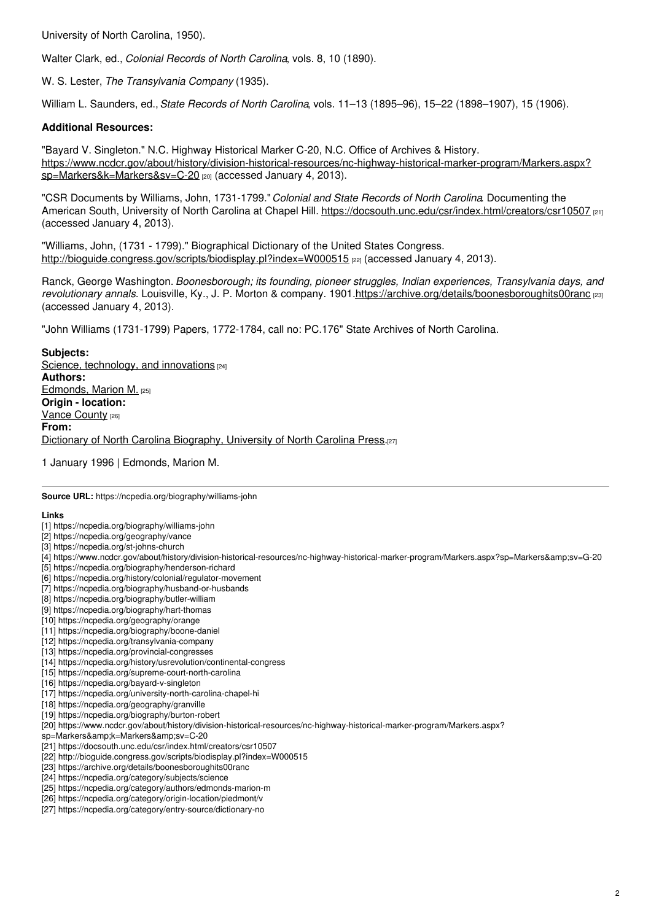University of North Carolina, 1950).

Walter Clark, ed., *Colonial Records of North Carolina*, vols. 8, 10 (1890).

W. S. Lester, *The Transylvania Company* (1935).

William L. Saunders, ed., *State Records of North Carolina*, vols. 11–13 (1895–96), 15–22 (1898–1907), 15 (1906).

**Additional Resources:**

"Bayard V. Singleton." N.C. Highway Historical Marker C-20, N.C. Office of Archives & History. https://www.ncdcr.gov/about/history/division-historical-resources/nc-highway-historical-marker-program/Markers.aspx?sp=Markers&k=Markers&sv=C-20 [20] (accessed January 4, 2013).

"CSR Documents by Williams, John, 1731-1799." *Colonial and State Records of North Carolina*. Documenting the American South, University of North Carolina at Chapel Hill. https://docsouth.unc.edu/csr/index.html/creators/csr10507 [21] (accessed January 4, 2013).

"Williams, John, (1731 - 1799)." Biographical Dictionary of the United States Congress. http://bioguide.congress.gov/scripts/biodisplay.pl?index=W000515 [22] (accessed January 4, 2013).

Ranck, George Washington. *Boonesborough; its founding, pioneer struggles, Indian experiences, Transylvania days, and revolutionary annals.* Louisville, Ky., J. P. Morton & company. 1901. https://archive.org/details/boonesboroughits00ranc [23] (accessed January 4, 2013).

"John Williams (1731-1799) Papers, 1772-1784, call no: PC.176" State Archives of North Carolina.

**Subjects:**
Science, technology, and innovations [24]
**Authors:**
Edmonds, Marion M. [25]
**Origin - location:**
Vance County [26]
**From:**
Dictionary of North Carolina Biography, University of North Carolina Press. [27]

1 January 1996 | Edmonds, Marion M.

**Source URL:** https://ncpedia.org/biography/williams-john

**Links**
[1] https://ncpedia.org/biography/williams-john
[2] https://ncpedia.org/geography/vance
[3] https://ncpedia.org/st-johns-church
[4] https://www.ncdcr.gov/about/history/division-historical-resources/nc-highway-historical-marker-program/Markers.aspx?sp=Markers&amp;sv=G-20
[5] https://ncpedia.org/biography/henderson-richard
[6] https://ncpedia.org/history/colonial/regulator-movement
[7] https://ncpedia.org/biography/husband-or-husbands
[8] https://ncpedia.org/biography/butler-william
[9] https://ncpedia.org/biography/hart-thomas
[10] https://ncpedia.org/geography/orange
[11] https://ncpedia.org/biography/boone-daniel
[12] https://ncpedia.org/transylvania-company
[13] https://ncpedia.org/provincial-congresses
[14] https://ncpedia.org/history/usrevolution/continental-congress
[15] https://ncpedia.org/supreme-court-north-carolina
[16] https://ncpedia.org/bayard-v-singleton
[17] https://ncpedia.org/university-north-carolina-chapel-hi
[18] https://ncpedia.org/geography/granville
[19] https://ncpedia.org/biography/burton-robert
[20] https://www.ncdcr.gov/about/history/division-historical-resources/nc-highway-historical-marker-program/Markers.aspx?sp=Markers&amp;k=Markers&amp;sv=C-20
[21] https://docsouth.unc.edu/csr/index.html/creators/csr10507
[22] http://bioguide.congress.gov/scripts/biodisplay.pl?index=W000515
[23] https://archive.org/details/boonesboroughits00ranc
[24] https://ncpedia.org/category/subjects/science
[25] https://ncpedia.org/category/authors/edmonds-marion-m
[26] https://ncpedia.org/category/origin-location/piedmont/v
[27] https://ncpedia.org/category/entry-source/dictionary-no